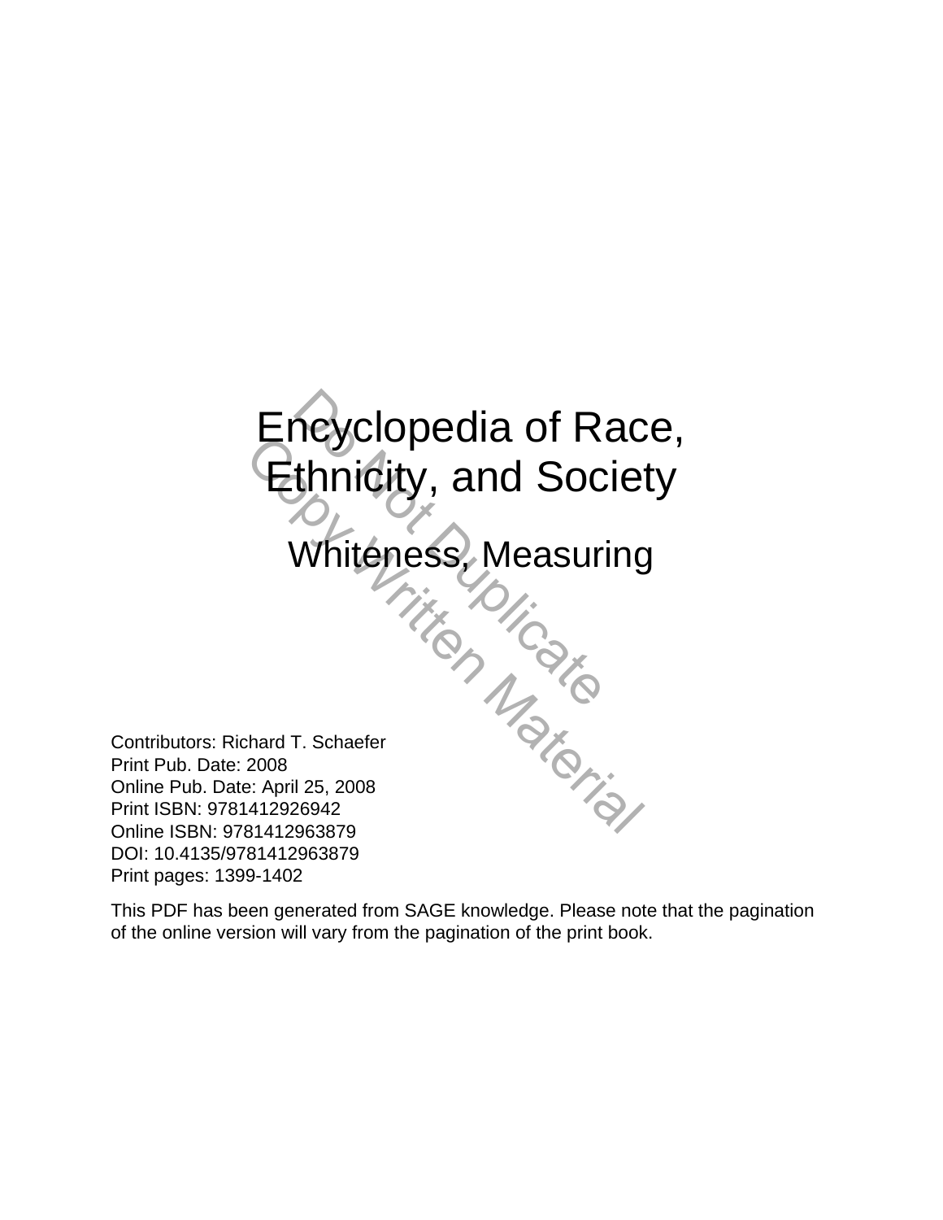# Encyclopedia of Race, Ethnicity, and Society

## Whiteness, Measuring

Contributors: Richard T. Schaefer
Print Pub. Date: 2008
Online Pub. Date: April 25, 2008
Print ISBN: 9781412926942
Online ISBN: 9781412963879
DOI: 10.4135/9781412963879
Print pages: 1399-1402

This PDF has been generated from SAGE knowledge. Please note that the pagination of the online version will vary from the pagination of the print book.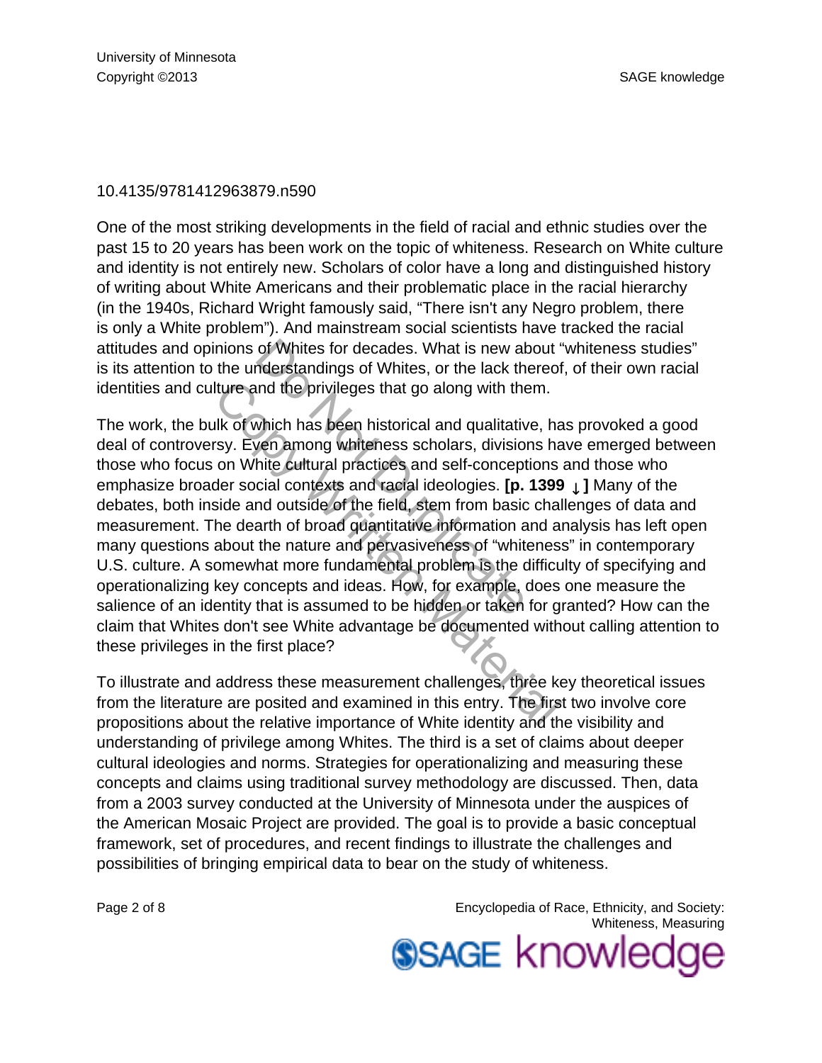10.4135/9781412963879.n590

One of the most striking developments in the field of racial and ethnic studies over the past 15 to 20 years has been work on the topic of whiteness. Research on White culture and identity is not entirely new. Scholars of color have a long and distinguished history of writing about White Americans and their problematic place in the racial hierarchy (in the 1940s, Richard Wright famously said, "There isn't any Negro problem, there is only a White problem"). And mainstream social scientists have tracked the racial attitudes and opinions of Whites for decades. What is new about "whiteness studies" is its attention to the understandings of Whites, or the lack thereof, of their own racial identities and culture and the privileges that go along with them.

The work, the bulk of which has been historical and qualitative, has provoked a good deal of controversy. Even among whiteness scholars, divisions have emerged between those who focus on White cultural practices and self-conceptions and those who emphasize broader social contexts and racial ideologies. **[p. 1399 ↓ ]** Many of the debates, both inside and outside of the field, stem from basic challenges of data and measurement. The dearth of broad quantitative information and analysis has left open many questions about the nature and pervasiveness of "whiteness" in contemporary U.S. culture. A somewhat more fundamental problem is the difficulty of specifying and operationalizing key concepts and ideas. How, for example, does one measure the salience of an identity that is assumed to be hidden or taken for granted? How can the claim that Whites don't see White advantage be documented without calling attention to these privileges in the first place?

To illustrate and address these measurement challenges, three key theoretical issues from the literature are posited and examined in this entry. The first two involve core propositions about the relative importance of White identity and the visibility and understanding of privilege among Whites. The third is a set of claims about deeper cultural ideologies and norms. Strategies for operationalizing and measuring these concepts and claims using traditional survey methodology are discussed. Then, data from a 2003 survey conducted at the University of Minnesota under the auspices of the American Mosaic Project are provided. The goal is to provide a basic conceptual framework, set of procedures, and recent findings to illustrate the challenges and possibilities of bringing empirical data to bear on the study of whiteness.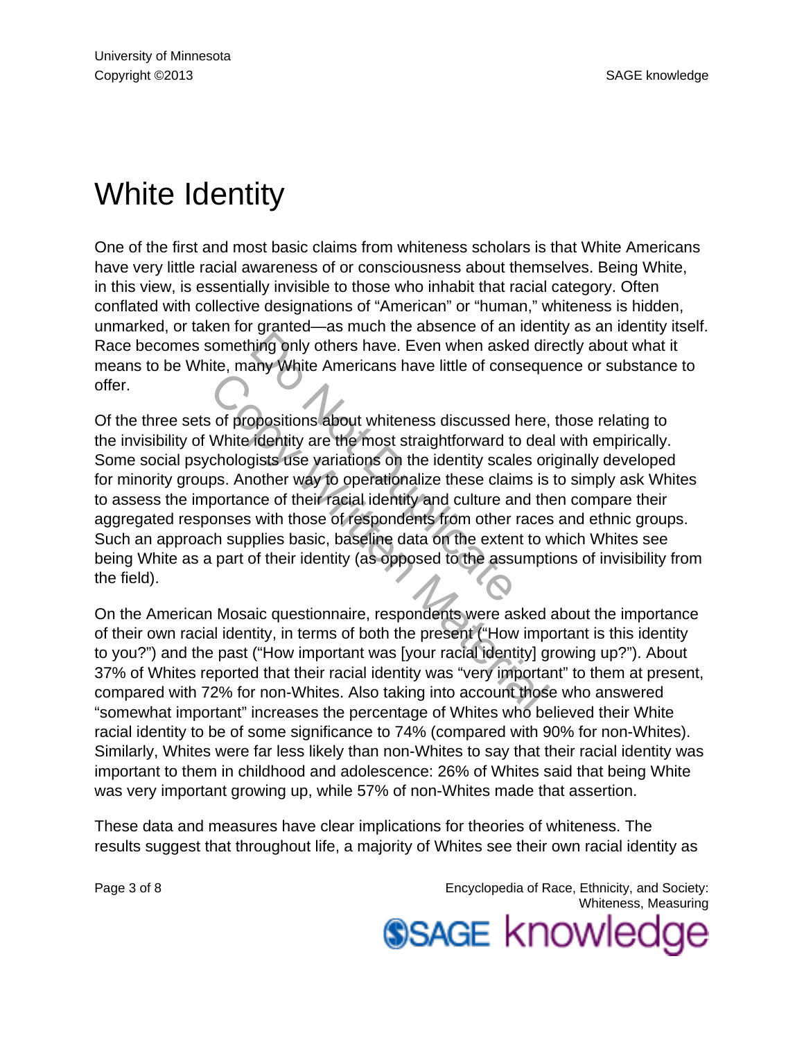# White Identity

One of the first and most basic claims from whiteness scholars is that White Americans have very little racial awareness of or consciousness about themselves. Being White, in this view, is essentially invisible to those who inhabit that racial category. Often conflated with collective designations of "American" or "human," whiteness is hidden, unmarked, or taken for granted—as much the absence of an identity as an identity itself. Race becomes something only others have. Even when asked directly about what it means to be White, many White Americans have little of consequence or substance to offer.

Of the three sets of propositions about whiteness discussed here, those relating to the invisibility of White identity are the most straightforward to deal with empirically. Some social psychologists use variations on the identity scales originally developed for minority groups. Another way to operationalize these claims is to simply ask Whites to assess the importance of their racial identity and culture and then compare their aggregated responses with those of respondents from other races and ethnic groups. Such an approach supplies basic, baseline data on the extent to which Whites see being White as a part of their identity (as opposed to the assumptions of invisibility from the field).

On the American Mosaic questionnaire, respondents were asked about the importance of their own racial identity, in terms of both the present ("How important is this identity to you?") and the past ("How important was [your racial identity] growing up?"). About 37% of Whites reported that their racial identity was "very important" to them at present, compared with 72% for non-Whites. Also taking into account those who answered "somewhat important" increases the percentage of Whites who believed their White racial identity to be of some significance to 74% (compared with 90% for non-Whites). Similarly, Whites were far less likely than non-Whites to say that their racial identity was important to them in childhood and adolescence: 26% of Whites said that being White was very important growing up, while 57% of non-Whites made that assertion.

These data and measures have clear implications for theories of whiteness. The results suggest that throughout life, a majority of Whites see their own racial identity as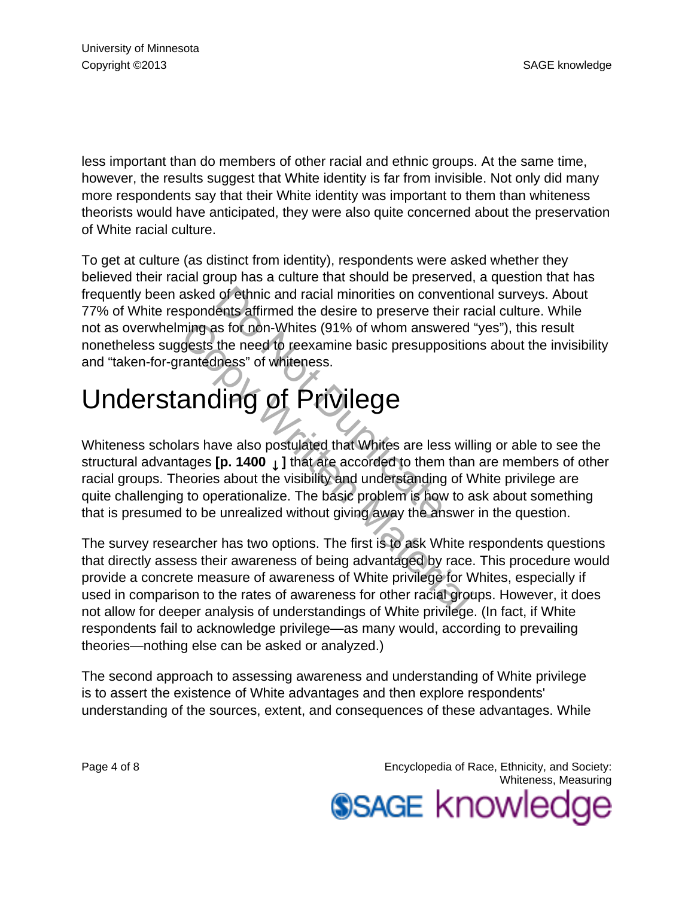less important than do members of other racial and ethnic groups. At the same time, however, the results suggest that White identity is far from invisible. Not only did many more respondents say that their White identity was important to them than whiteness theorists would have anticipated, they were also quite concerned about the preservation of White racial culture.

To get at culture (as distinct from identity), respondents were asked whether they believed their racial group has a culture that should be preserved, a question that has frequently been asked of ethnic and racial minorities on conventional surveys. About 77% of White respondents affirmed the desire to preserve their racial culture. While not as overwhelming as for non-Whites (91% of whom answered "yes"), this result nonetheless suggests the need to reexamine basic presuppositions about the invisibility and "taken-for-grantedness" of whiteness.

# Understanding of Privilege

Whiteness scholars have also postulated that Whites are less willing or able to see the structural advantages **[p. 1400 ↓ ]** that are accorded to them than are members of other racial groups. Theories about the visibility and understanding of White privilege are quite challenging to operationalize. The basic problem is how to ask about something that is presumed to be unrealized without giving away the answer in the question.

The survey researcher has two options. The first is to ask White respondents questions that directly assess their awareness of being advantaged by race. This procedure would provide a concrete measure of awareness of White privilege for Whites, especially if used in comparison to the rates of awareness for other racial groups. However, it does not allow for deeper analysis of understandings of White privilege. (In fact, if White respondents fail to acknowledge privilege—as many would, according to prevailing theories—nothing else can be asked or analyzed.)

The second approach to assessing awareness and understanding of White privilege is to assert the existence of White advantages and then explore respondents' understanding of the sources, extent, and consequences of these advantages. While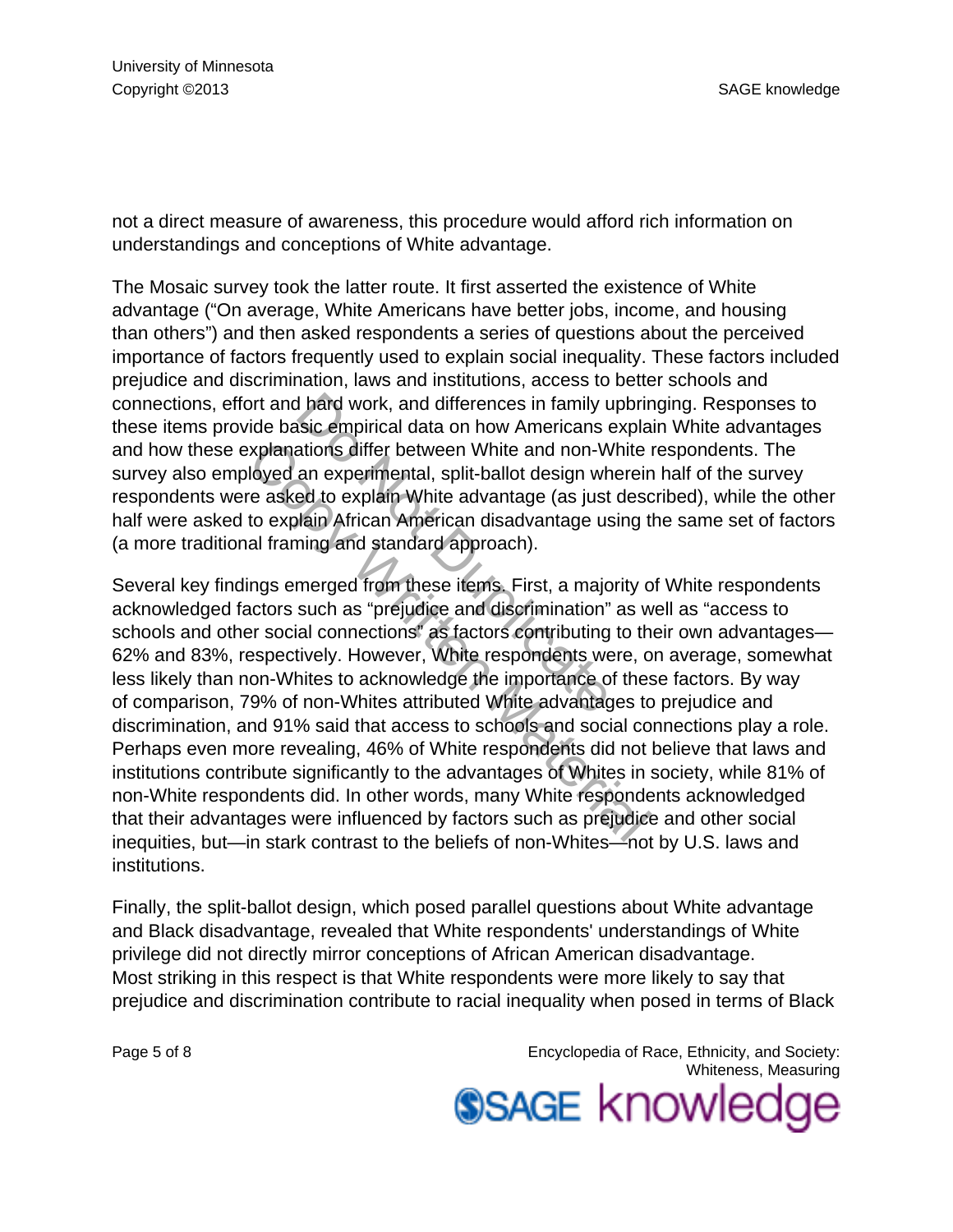not a direct measure of awareness, this procedure would afford rich information on understandings and conceptions of White advantage.

The Mosaic survey took the latter route. It first asserted the existence of White advantage ("On average, White Americans have better jobs, income, and housing than others") and then asked respondents a series of questions about the perceived importance of factors frequently used to explain social inequality. These factors included prejudice and discrimination, laws and institutions, access to better schools and connections, effort and hard work, and differences in family upbringing. Responses to these items provide basic empirical data on how Americans explain White advantages and how these explanations differ between White and non-White respondents. The survey also employed an experimental, split-ballot design wherein half of the survey respondents were asked to explain White advantage (as just described), while the other half were asked to explain African American disadvantage using the same set of factors (a more traditional framing and standard approach).

Several key findings emerged from these items. First, a majority of White respondents acknowledged factors such as "prejudice and discrimination" as well as "access to schools and other social connections" as factors contributing to their own advantages—62% and 83%, respectively. However, White respondents were, on average, somewhat less likely than non-Whites to acknowledge the importance of these factors. By way of comparison, 79% of non-Whites attributed White advantages to prejudice and discrimination, and 91% said that access to schools and social connections play a role. Perhaps even more revealing, 46% of White respondents did not believe that laws and institutions contribute significantly to the advantages of Whites in society, while 81% of non-White respondents did. In other words, many White respondents acknowledged that their advantages were influenced by factors such as prejudice and other social inequities, but—in stark contrast to the beliefs of non-Whites—not by U.S. laws and institutions.

Finally, the split-ballot design, which posed parallel questions about White advantage and Black disadvantage, revealed that White respondents' understandings of White privilege did not directly mirror conceptions of African American disadvantage. Most striking in this respect is that White respondents were more likely to say that prejudice and discrimination contribute to racial inequality when posed in terms of Black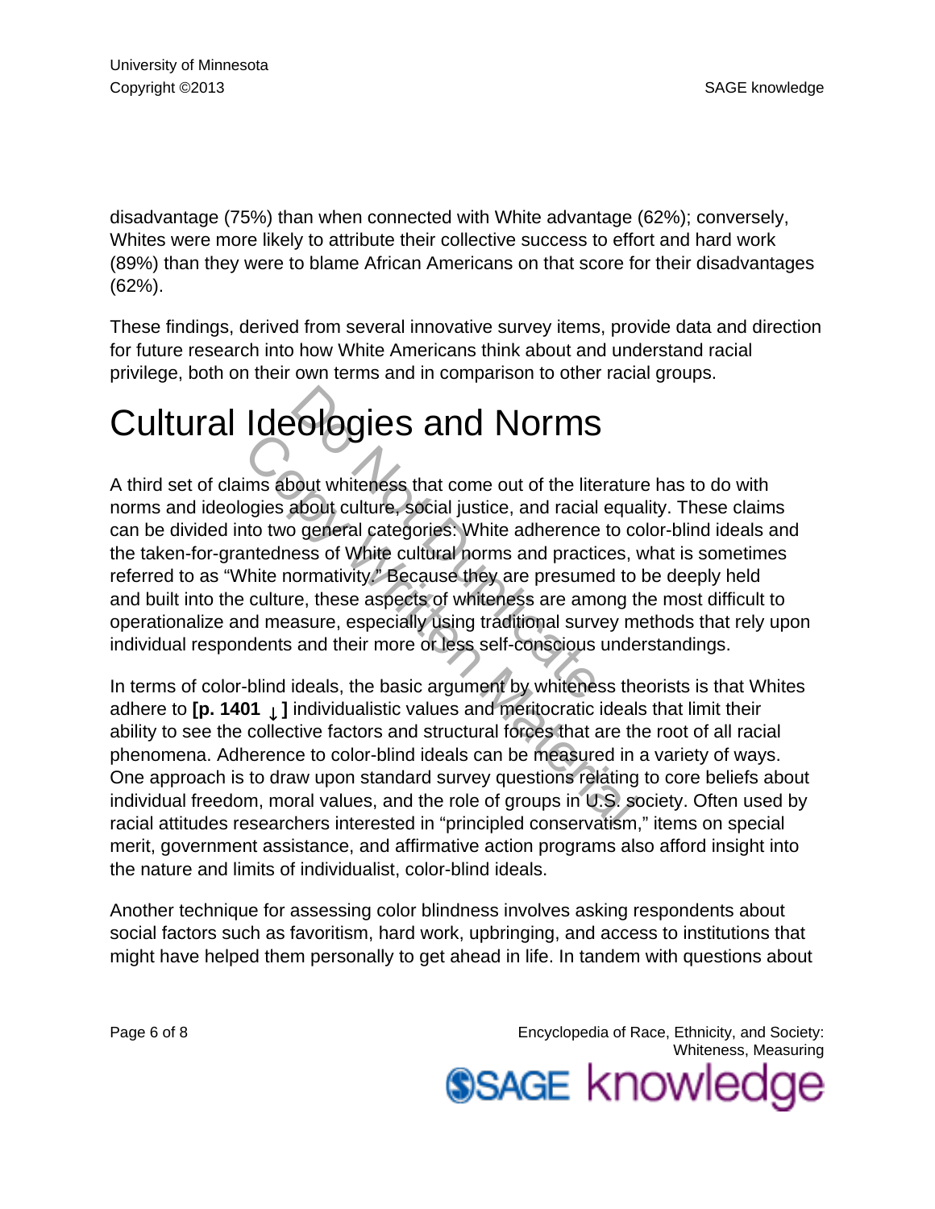disadvantage (75%) than when connected with White advantage (62%); conversely, Whites were more likely to attribute their collective success to effort and hard work (89%) than they were to blame African Americans on that score for their disadvantages (62%).

These findings, derived from several innovative survey items, provide data and direction for future research into how White Americans think about and understand racial privilege, both on their own terms and in comparison to other racial groups.

# Cultural Ideologies and Norms

A third set of claims about whiteness that come out of the literature has to do with norms and ideologies about culture, social justice, and racial equality. These claims can be divided into two general categories: White adherence to color-blind ideals and the taken-for-grantedness of White cultural norms and practices, what is sometimes referred to as "White normativity." Because they are presumed to be deeply held and built into the culture, these aspects of whiteness are among the most difficult to operationalize and measure, especially using traditional survey methods that rely upon individual respondents and their more or less self-conscious understandings.

In terms of color-blind ideals, the basic argument by whiteness theorists is that Whites adhere to **[p. 1401 ↓ ]** individualistic values and meritocratic ideals that limit their ability to see the collective factors and structural forces that are the root of all racial phenomena. Adherence to color-blind ideals can be measured in a variety of ways. One approach is to draw upon standard survey questions relating to core beliefs about individual freedom, moral values, and the role of groups in U.S. society. Often used by racial attitudes researchers interested in "principled conservatism," items on special merit, government assistance, and affirmative action programs also afford insight into the nature and limits of individualist, color-blind ideals.

Another technique for assessing color blindness involves asking respondents about social factors such as favoritism, hard work, upbringing, and access to institutions that might have helped them personally to get ahead in life. In tandem with questions about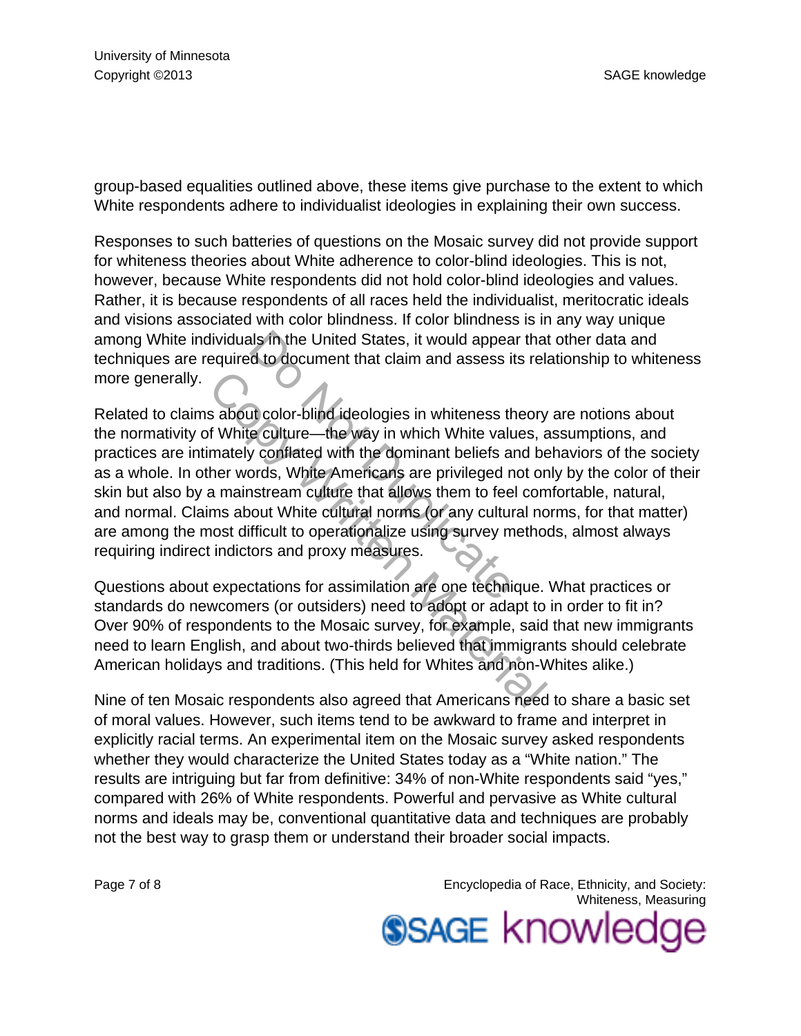group-based equalities outlined above, these items give purchase to the extent to which White respondents adhere to individualist ideologies in explaining their own success.

Responses to such batteries of questions on the Mosaic survey did not provide support for whiteness theories about White adherence to color-blind ideologies. This is not, however, because White respondents did not hold color-blind ideologies and values. Rather, it is because respondents of all races held the individualist, meritocratic ideals and visions associated with color blindness. If color blindness is in any way unique among White individuals in the United States, it would appear that other data and techniques are required to document that claim and assess its relationship to whiteness more generally.

Related to claims about color-blind ideologies in whiteness theory are notions about the normativity of White culture—the way in which White values, assumptions, and practices are intimately conflated with the dominant beliefs and behaviors of the society as a whole. In other words, White Americans are privileged not only by the color of their skin but also by a mainstream culture that allows them to feel comfortable, natural, and normal. Claims about White cultural norms (or any cultural norms, for that matter) are among the most difficult to operationalize using survey methods, almost always requiring indirect indictors and proxy measures.

Questions about expectations for assimilation are one technique. What practices or standards do newcomers (or outsiders) need to adopt or adapt to in order to fit in? Over 90% of respondents to the Mosaic survey, for example, said that new immigrants need to learn English, and about two-thirds believed that immigrants should celebrate American holidays and traditions. (This held for Whites and non-Whites alike.)

Nine of ten Mosaic respondents also agreed that Americans need to share a basic set of moral values. However, such items tend to be awkward to frame and interpret in explicitly racial terms. An experimental item on the Mosaic survey asked respondents whether they would characterize the United States today as a "White nation." The results are intriguing but far from definitive: 34% of non-White respondents said "yes," compared with 26% of White respondents. Powerful and pervasive as White cultural norms and ideals may be, conventional quantitative data and techniques are probably not the best way to grasp them or understand their broader social impacts.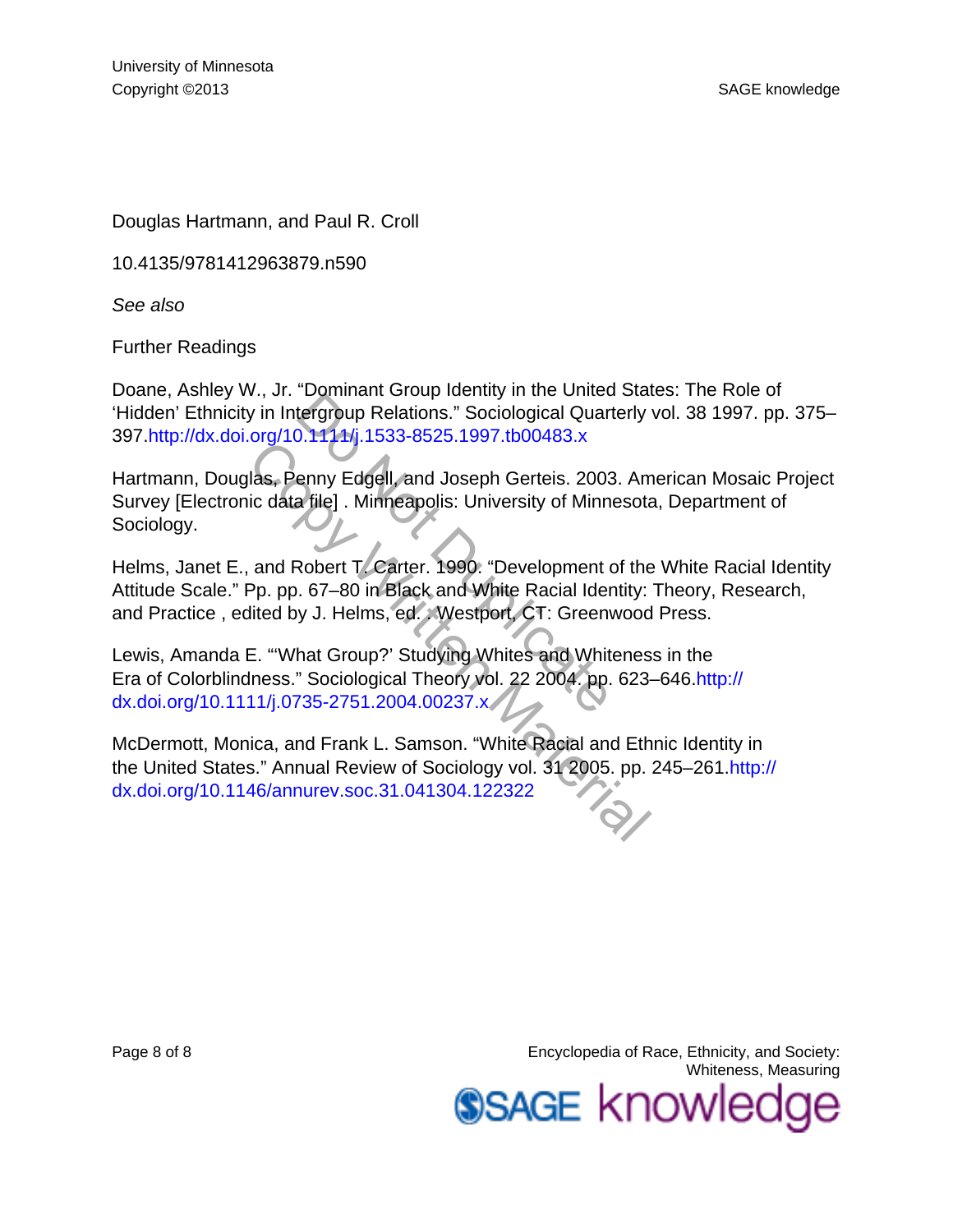Douglas Hartmann, and Paul R. Croll

10.4135/9781412963879.n590

*See also*

Further Readings

Doane, Ashley W., Jr. "Dominant Group Identity in the United States: The Role of 'Hidden' Ethnicity in Intergroup Relations." Sociological Quarterly vol. 38 1997. pp. 375–397.http://dx.doi.org/10.1111/j.1533-8525.1997.tb00483.x

Hartmann, Douglas, Penny Edgell, and Joseph Gerteis. 2003. American Mosaic Project Survey [Electronic data file] . Minneapolis: University of Minnesota, Department of Sociology.

Helms, Janet E., and Robert T. Carter. 1990. "Development of the White Racial Identity Attitude Scale." Pp. pp. 67–80 in Black and White Racial Identity: Theory, Research, and Practice , edited by J. Helms, ed. . Westport, CT: Greenwood Press.

Lewis, Amanda E. "'What Group?' Studying Whites and Whiteness in the Era of Colorblindness." Sociological Theory vol. 22 2004. pp. 623–646.http://dx.doi.org/10.1111/j.0735-2751.2004.00237.x

McDermott, Monica, and Frank L. Samson. "White Racial and Ethnic Identity in the United States." Annual Review of Sociology vol. 31 2005. pp. 245–261.http://dx.doi.org/10.1146/annurev.soc.31.041304.122322